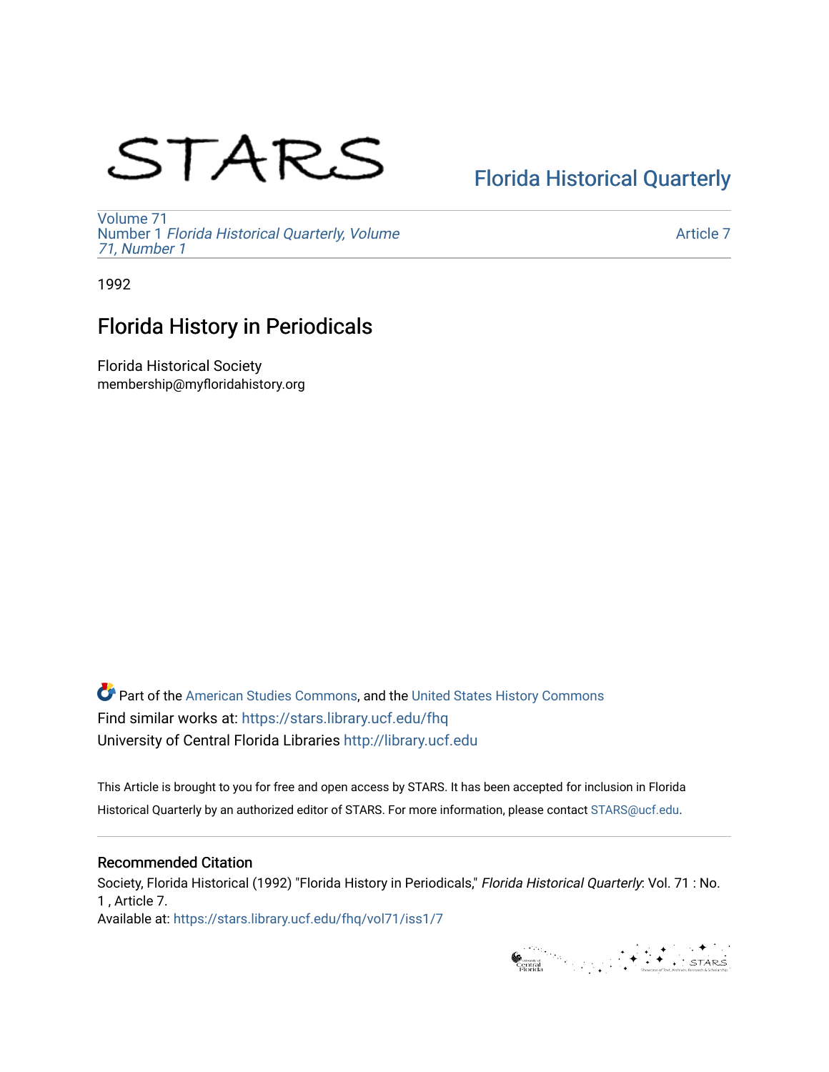STARS

Florida Historical Quarterly

Volume 71
Number 1 *Florida Historical Quarterly, Volume 71, Number 1*

Article 7

1992

# Florida History in Periodicals

Florida Historical Society
membership@myfloridahistory.org

Part of the American Studies Commons, and the United States History Commons
Find similar works at: https://stars.library.ucf.edu/fhq
University of Central Florida Libraries http://library.ucf.edu

This Article is brought to you for free and open access by STARS. It has been accepted for inclusion in Florida Historical Quarterly by an authorized editor of STARS. For more information, please contact STARS@ucf.edu.

## Recommended Citation

Society, Florida Historical (1992) "Florida History in Periodicals," *Florida Historical Quarterly*: Vol. 71 : No. 1 , Article 7.
Available at: https://stars.library.ucf.edu/fhq/vol71/iss1/7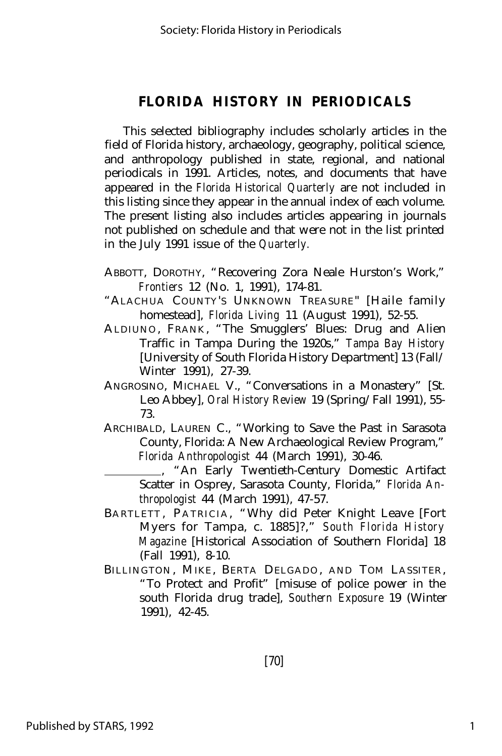# FLORIDA HISTORY IN PERIODICALS

This selected bibliography includes scholarly articles in the field of Florida history, archaeology, geography, political science, and anthropology published in state, regional, and national periodicals in 1991. Articles, notes, and documents that have appeared in the *Florida Historical Quarterly* are not included in this listing since they appear in the annual index of each volume. The present listing also includes articles appearing in journals not published on schedule and that were not in the list printed in the July 1991 issue of the *Quarterly.*

ABBOTT, DOROTHY, "Recovering Zora Neale Hurston's Work," *Frontiers* 12 (No. 1, 1991), 174-81.

"ALACHUA COUNTY'S UNKNOWN TREASURE" [Haile family homestead], *Florida Living* 11 (August 1991), 52-55.

ALDIUNO, FRANK, "The Smugglers' Blues: Drug and Alien Traffic in Tampa During the 1920s," *Tampa Bay History* [University of South Florida History Department] 13 (Fall/Winter 1991), 27-39.

ANGROSINO, MICHAEL V., "Conversations in a Monastery" [St. Leo Abbey], *Oral History Review* 19 (Spring/Fall 1991), 55-73.

ARCHIBALD, LAUREN C., "Working to Save the Past in Sarasota County, Florida: A New Archaeological Review Program," *Florida Anthropologist* 44 (March 1991), 30-46.

\_\_\_\_\_\_\_\_\_\_, "An Early Twentieth-Century Domestic Artifact Scatter in Osprey, Sarasota County, Florida," *Florida Anthropologist* 44 (March 1991), 47-57.

BARTLETT, PATRICIA, "Why did Peter Knight Leave [Fort Myers for Tampa, c. 1885]?," *South Florida History Magazine* [Historical Association of Southern Florida] 18 (Fall 1991), 8-10.

BILLINGTON, MIKE, BERTA DELGADO, AND TOM LASSITER, "To Protect and Profit" [misuse of police power in the south Florida drug trade], *Southern Exposure* 19 (Winter 1991), 42-45.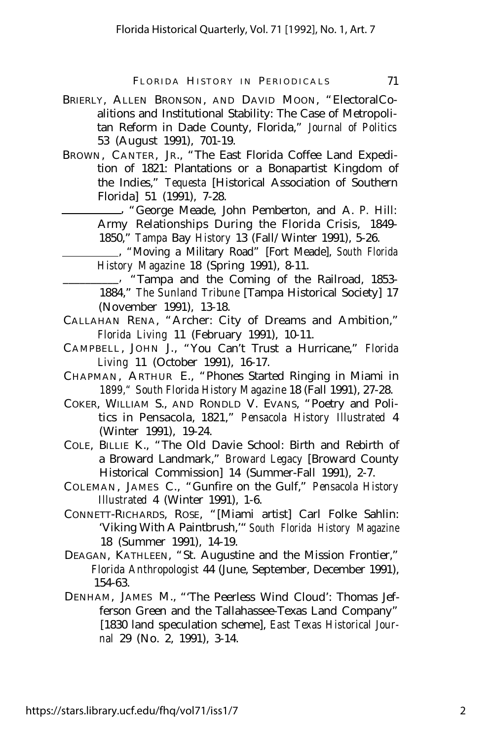BRIERLY, ALLEN BRONSON, AND DAVID MOON, "ElectoralCoalitions and Institutional Stability: The Case of Metropolitan Reform in Dade County, Florida," *Journal of Politics* 53 (August 1991), 701-19.

BROWN, CANTER, JR., "The East Florida Coffee Land Expedition of 1821: Plantations or a Bonapartist Kingdom of the Indies," *Tequesta* [Historical Association of Southern Florida] 51 (1991), 7-28.

\_\_\_\_\_\_\_\_\_\_, "George Meade, John Pemberton, and A. P. Hill: Army Relationships During the Florida Crisis, 1849-1850," *Tampa Bay History* 13 (Fall/Winter 1991), 5-26.

\_\_\_\_\_\_\_\_\_\_, "Moving a Military Road" [Fort Meade], *South Florida History Magazine* 18 (Spring 1991), 8-11.

\_\_\_\_\_\_\_\_\_\_, "Tampa and the Coming of the Railroad, 1853-1884," *The Sunland Tribune* [Tampa Historical Society] 17 (November 1991), 13-18.

CALLAHAN RENA, "Archer: City of Dreams and Ambition," *Florida Living* 11 (February 1991), 10-11.

CAMPBELL, JOHN J., "You Can't Trust a Hurricane," *Florida Living* 11 (October 1991), 16-17.

CHAPMAN, ARTHUR E., "Phones Started Ringing in Miami in 1899," *South Florida History Magazine* 18 (Fall 1991), 27-28.

COKER, WILLIAM S., AND RONDLD V. EVANS, "Poetry and Politics in Pensacola, 1821," *Pensacola History Illustrated* 4 (Winter 1991), 19-24.

COLE, BILLIE K., "The Old Davie School: Birth and Rebirth of a Broward Landmark," *Broward Legacy* [Broward County Historical Commission] 14 (Summer-Fall 1991), 2-7.

COLEMAN, JAMES C., "Gunfire on the Gulf," *Pensacola History Illustrated* 4 (Winter 1991), 1-6.

CONNETT-RICHARDS, ROSE, "[Miami artist] Carl Folke Sahlin: 'Viking With A Paintbrush,'" *South Florida History Magazine* 18 (Summer 1991), 14-19.

DEAGAN, KATHLEEN, "St. Augustine and the Mission Frontier," *Florida Anthropologist* 44 (June, September, December 1991), 154-63.

DENHAM, JAMES M., "'The Peerless Wind Cloud': Thomas Jefferson Green and the Tallahassee-Texas Land Company" [1830 land speculation scheme], *East Texas Historical Journal* 29 (No. 2, 1991), 3-14.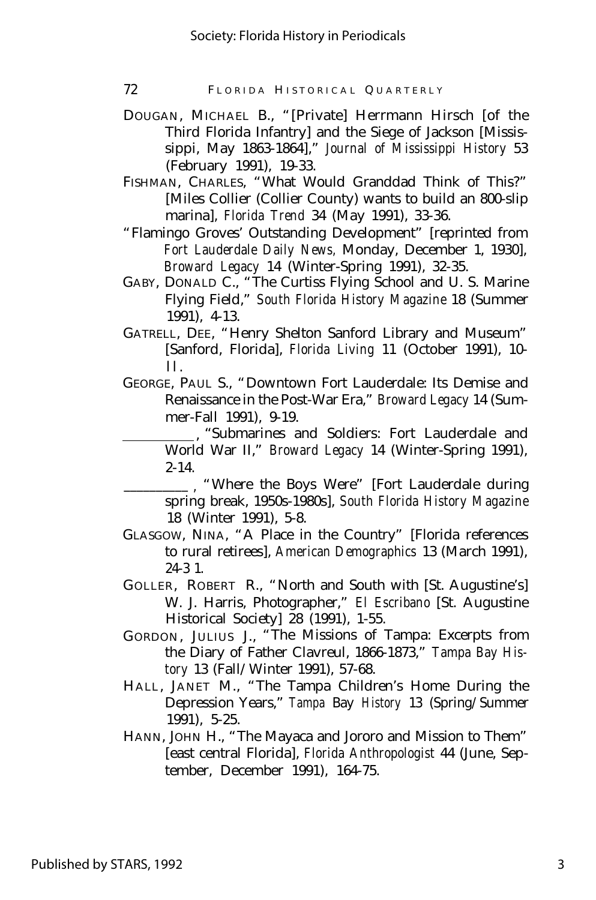DOUGAN, MICHAEL B., "[Private] Herrmann Hirsch [of the Third Florida Infantry] and the Siege of Jackson [Mississippi, May 1863-1864]," *Journal of Mississippi History* 53 (February 1991), 19-33.

FISHMAN, CHARLES, "What Would Granddad Think of This?" [Miles Collier (Collier County) wants to build an 800-slip marina], *Florida Trend* 34 (May 1991), 33-36.

"Flamingo Groves' Outstanding Development" [reprinted from *Fort Lauderdale Daily News,* Monday, December 1, 1930], *Broward Legacy* 14 (Winter-Spring 1991), 32-35.

GABY, DONALD C., "The Curtiss Flying School and U. S. Marine Flying Field," *South Florida History Magazine* 18 (Summer 1991), 4-13.

GATRELL, DEE, "Henry Shelton Sanford Library and Museum" [Sanford, Florida], *Florida Living* 11 (October 1991), 10-11.

GEORGE, PAUL S., "Downtown Fort Lauderdale: Its Demise and Renaissance in the Post-War Era," *Broward Legacy* 14 (Summer-Fall 1991), 9-19.

\_\_\_\_\_\_\_\_\_\_, "Submarines and Soldiers: Fort Lauderdale and World War II," *Broward Legacy* 14 (Winter-Spring 1991), 2-14.

\_\_\_\_\_\_\_\_\_\_, "Where the Boys Were" [Fort Lauderdale during spring break, 1950s-1980s], *South Florida History Magazine* 18 (Winter 1991), 5-8.

GLASGOW, NINA, "A Place in the Country" [Florida references to rural retirees], *American Demographics* 13 (March 1991), 24-31.

GOLLER, ROBERT R., "North and South with [St. Augustine's] W. J. Harris, Photographer," *El Escribano* [St. Augustine Historical Society] 28 (1991), 1-55.

GORDON, JULIUS J., "The Missions of Tampa: Excerpts from the Diary of Father Clavreul, 1866-1873," *Tampa Bay History* 13 (Fall/Winter 1991), 57-68.

HALL, JANET M., "The Tampa Children's Home During the Depression Years," *Tampa Bay History* 13 (Spring/Summer 1991), 5-25.

HANN, JOHN H., "The Mayaca and Jororo and Mission to Them" [east central Florida], *Florida Anthropologist* 44 (June, September, December 1991), 164-75.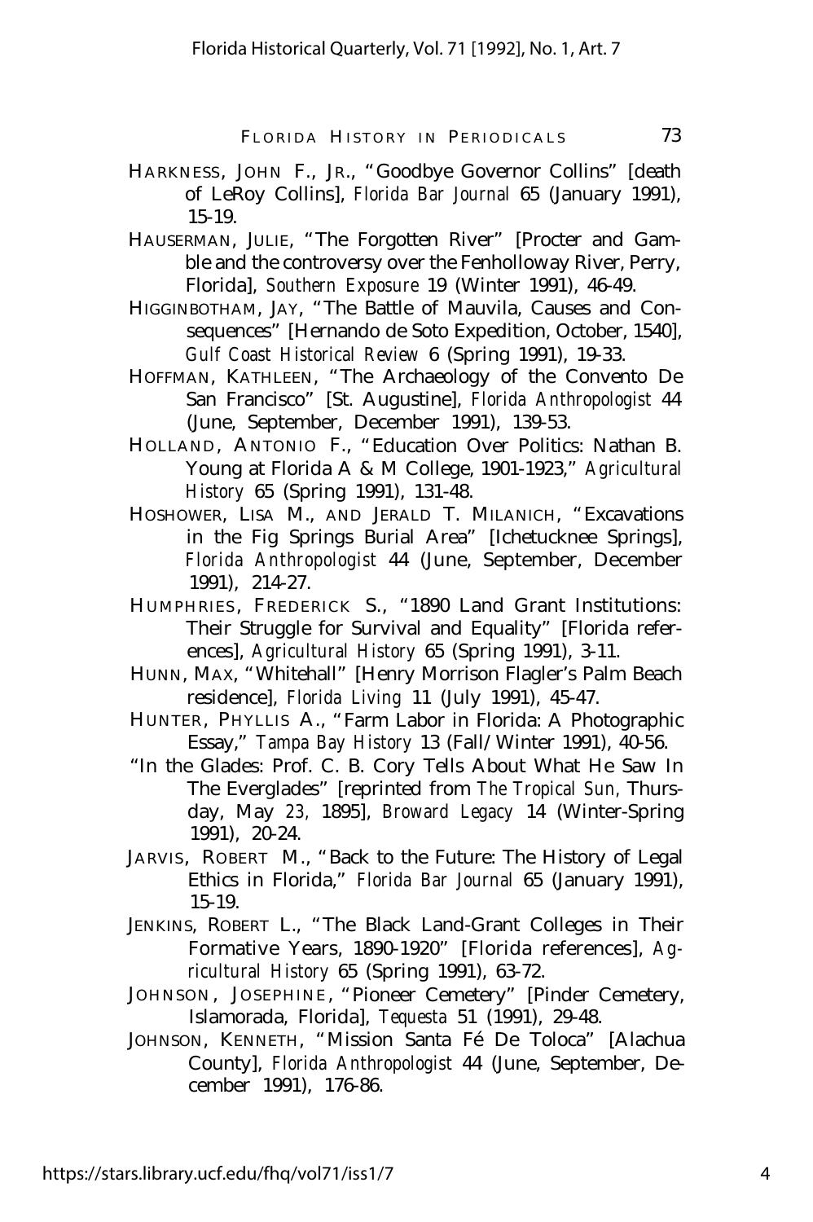HARKNESS, JOHN F., JR., "Goodbye Governor Collins" [death of LeRoy Collins], *Florida Bar Journal* 65 (January 1991), 15-19.

HAUSERMAN, JULIE, "The Forgotten River" [Procter and Gamble and the controversy over the Fenholloway River, Perry, Florida], *Southern Exposure* 19 (Winter 1991), 46-49.

HIGGINBOTHAM, JAY, "The Battle of Mauvila, Causes and Consequences" [Hernando de Soto Expedition, October, 1540], *Gulf Coast Historical Review* 6 (Spring 1991), 19-33.

HOFFMAN, KATHLEEN, "The Archaeology of the Convento De San Francisco" [St. Augustine], *Florida Anthropologist* 44 (June, September, December 1991), 139-53.

HOLLAND, ANTONIO F., "Education Over Politics: Nathan B. Young at Florida A & M College, 1901-1923," *Agricultural History* 65 (Spring 1991), 131-48.

HOSHOWER, LISA M., AND JERALD T. MILANICH, "Excavations in the Fig Springs Burial Area" [Ichetucknee Springs], *Florida Anthropologist* 44 (June, September, December 1991), 214-27.

HUMPHRIES, FREDERICK S., "1890 Land Grant Institutions: Their Struggle for Survival and Equality" [Florida references], *Agricultural History* 65 (Spring 1991), 3-11.

HUNN, MAX, "Whitehall" [Henry Morrison Flagler's Palm Beach residence], *Florida Living* 11 (July 1991), 45-47.

HUNTER, PHYLLIS A., "Farm Labor in Florida: A Photographic Essay," *Tampa Bay History* 13 (Fall/Winter 1991), 40-56.

"In the Glades: Prof. C. B. Cory Tells About What He Saw In The Everglades" [reprinted from *The Tropical Sun*, Thursday, May 23, 1895], *Broward Legacy* 14 (Winter-Spring 1991), 20-24.

JARVIS, ROBERT M., "Back to the Future: The History of Legal Ethics in Florida," *Florida Bar Journal* 65 (January 1991), 15-19.

JENKINS, ROBERT L., "The Black Land-Grant Colleges in Their Formative Years, 1890-1920" [Florida references], *Agricultural History* 65 (Spring 1991), 63-72.

JOHNSON, JOSEPHINE, "Pioneer Cemetery" [Pinder Cemetery, Islamorada, Florida], *Tequesta* 51 (1991), 29-48.

JOHNSON, KENNETH, "Mission Santa Fé De Toloca" [Alachua County], *Florida Anthropologist* 44 (June, September, December 1991), 176-86.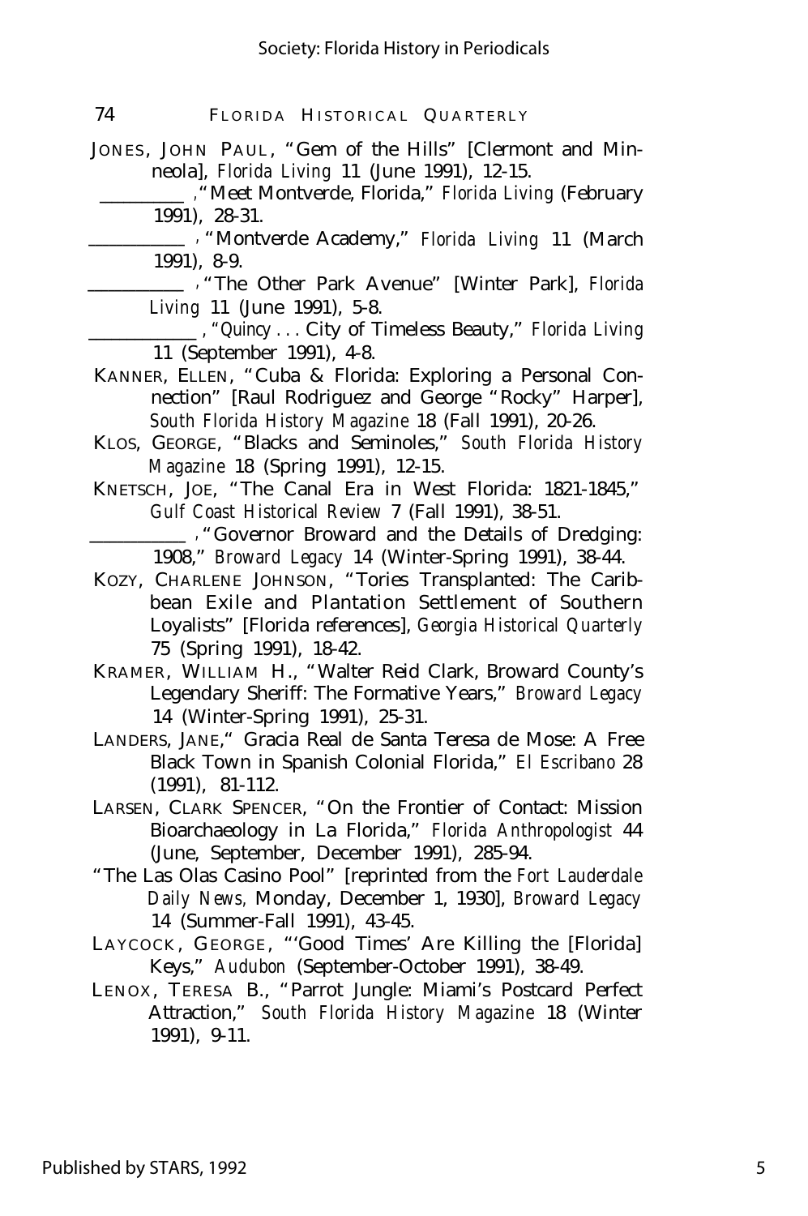JONES, JOHN PAUL, "Gem of the Hills" [Clermont and Minneola], *Florida Living* 11 (June 1991), 12-15.

\_\_\_\_\_\_\_\_\_\_, "Meet Montverde, Florida," *Florida Living* (February 1991), 28-31.

\_\_\_\_\_\_\_\_\_\_, "Montverde Academy," *Florida Living* 11 (March 1991), 8-9.

\_\_\_\_\_\_\_\_\_\_, "The Other Park Avenue" [Winter Park], *Florida Living* 11 (June 1991), 5-8.

\_\_\_\_\_\_\_\_\_\_, "*Quincy . . .* City of Timeless Beauty," *Florida Living* 11 (September 1991), 4-8.

KANNER, ELLEN, "Cuba & Florida: Exploring a Personal Connection" [Raul Rodriguez and George "Rocky" Harper], *South Florida History Magazine* 18 (Fall 1991), 20-26.

KLOS, GEORGE, "Blacks and Seminoles," *South Florida History Magazine* 18 (Spring 1991), 12-15.

KNETSCH, JOE, "The Canal Era in West Florida: 1821-1845," *Gulf Coast Historical Review* 7 (Fall 1991), 38-51.

\_\_\_\_\_\_\_\_\_\_, "Governor Broward and the Details of Dredging: 1908," *Broward Legacy* 14 (Winter-Spring 1991), 38-44.

KOZY, CHARLENE JOHNSON, "Tories Transplanted: The Caribbean Exile and Plantation Settlement of Southern Loyalists" [Florida references], *Georgia Historical Quarterly* 75 (Spring 1991), 18-42.

KRAMER, WILLIAM H., "Walter Reid Clark, Broward County's Legendary Sheriff: The Formative Years," *Broward Legacy* 14 (Winter-Spring 1991), 25-31.

LANDERS, JANE, "Gracia Real de Santa Teresa de Mose: A Free Black Town in Spanish Colonial Florida," *El Escribano* 28 (1991), 81-112.

LARSEN, CLARK SPENCER, "On the Frontier of Contact: Mission Bioarchaeology in La Florida," *Florida Anthropologist* 44 (June, September, December 1991), 285-94.

"The Las Olas Casino Pool" [reprinted from the *Fort Lauderdale Daily News,* Monday, December 1, 1930], *Broward Legacy* 14 (Summer-Fall 1991), 43-45.

LAYCOCK, GEORGE, "'Good Times' Are Killing the [Florida] Keys," *Audubon* (September-October 1991), 38-49.

LENOX, TERESA B., "Parrot Jungle: Miami's Postcard Perfect Attraction," *South Florida History Magazine* 18 (Winter 1991), 9-11.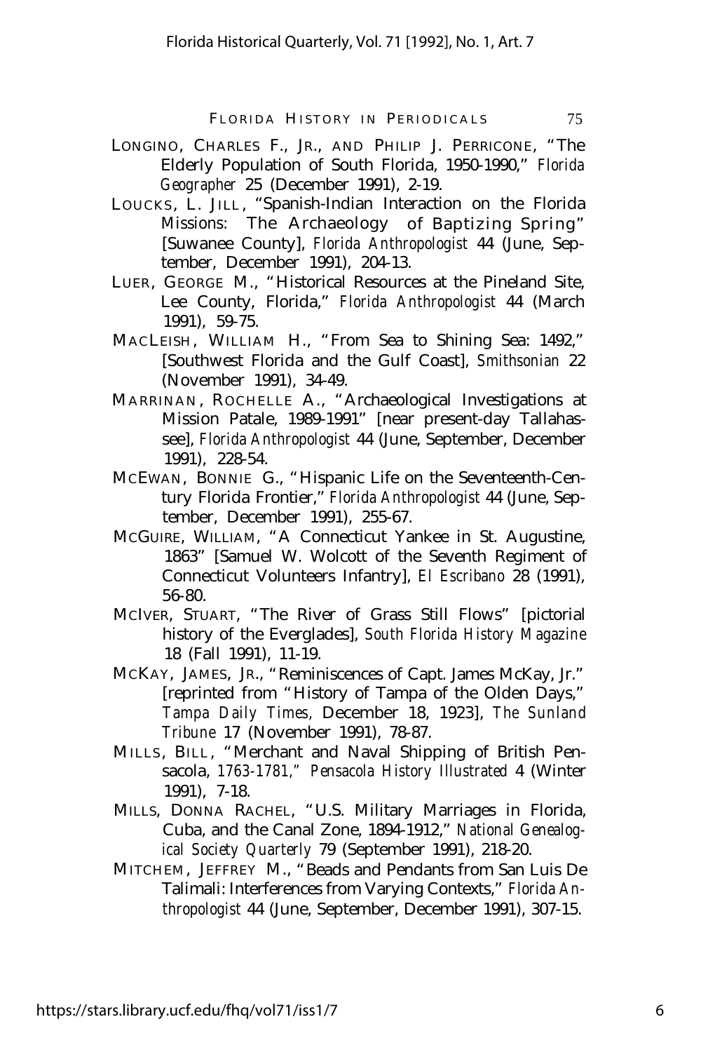LONGINO, CHARLES F., JR., AND PHILIP J. PERRICONE, "The Elderly Population of South Florida, 1950-1990," *Florida Geographer* 25 (December 1991), 2-19.

LOUCKS, L. JILL, "Spanish-Indian Interaction on the Florida Missions: The Archaeology of Baptizing Spring" [Suwanee County], *Florida Anthropologist* 44 (June, September, December 1991), 204-13.

LUER, GEORGE M., "Historical Resources at the Pineland Site, Lee County, Florida," *Florida Anthropologist* 44 (March 1991), 59-75.

MACLEISH, WILLIAM H., "From Sea to Shining Sea: 1492," [Southwest Florida and the Gulf Coast], *Smithsonian* 22 (November 1991), 34-49.

MARRINAN, ROCHELLE A., "Archaeological Investigations at Mission Patale, 1989-1991" [near present-day Tallahassee], *Florida Anthropologist* 44 (June, September, December 1991), 228-54.

MCEWAN, BONNIE G., "Hispanic Life on the Seventeenth-Century Florida Frontier," *Florida Anthropologist* 44 (June, September, December 1991), 255-67.

MCGUIRE, WILLIAM, "A Connecticut Yankee in St. Augustine, 1863" [Samuel W. Wolcott of the Seventh Regiment of Connecticut Volunteers Infantry], *El Escribano* 28 (1991), 56-80.

MCIVER, STUART, "The River of Grass Still Flows" [pictorial history of the Everglades], *South Florida History Magazine* 18 (Fall 1991), 11-19.

MCKAY, JAMES, JR., "Reminiscences of Capt. James McKay, Jr." [reprinted from "History of Tampa of the Olden Days," *Tampa Daily Times,* December 18, 1923], *The Sunland Tribune* 17 (November 1991), 78-87.

MILLS, BILL, "Merchant and Naval Shipping of British Pensacola, 1763-1781," *Pensacola History Illustrated* 4 (Winter 1991), 7-18.

MILLS, DONNA RACHEL, "U.S. Military Marriages in Florida, Cuba, and the Canal Zone, 1894-1912," *National Genealogical Society Quarterly* 79 (September 1991), 218-20.

MITCHEM, JEFFREY M., "Beads and Pendants from San Luis De Talimali: Interferences from Varying Contexts," *Florida Anthropologist* 44 (June, September, December 1991), 307-15.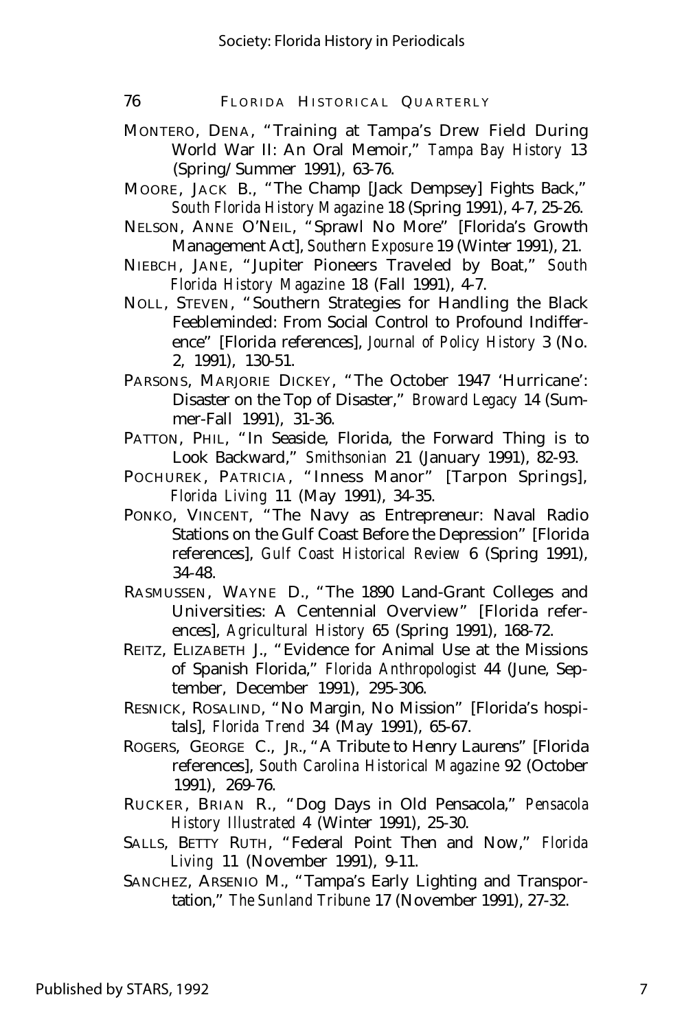MONTERO, DENA, "Training at Tampa's Drew Field During World War II: An Oral Memoir," *Tampa Bay History* 13 (Spring/Summer 1991), 63-76.

MOORE, JACK B., "The Champ [Jack Dempsey] Fights Back," *South Florida History Magazine* 18 (Spring 1991), 4-7, 25-26.

NELSON, ANNE O'NEIL, "Sprawl No More" [Florida's Growth Management Act], *Southern Exposure* 19 (Winter 1991), 21.

NIEBCH, JANE, "Jupiter Pioneers Traveled by Boat," *South Florida History Magazine* 18 (Fall 1991), 4-7.

NOLL, STEVEN, "Southern Strategies for Handling the Black Feebleminded: From Social Control to Profound Indifference" [Florida references], *Journal of Policy History* 3 (No. 2, 1991), 130-51.

PARSONS, MARJORIE DICKEY, "The October 1947 'Hurricane': Disaster on the Top of Disaster," *Broward Legacy* 14 (Summer-Fall 1991), 31-36.

PATTON, PHIL, "In Seaside, Florida, the Forward Thing is to Look Backward," *Smithsonian* 21 (January 1991), 82-93.

POCHUREK, PATRICIA, "Inness Manor" [Tarpon Springs], *Florida Living* 11 (May 1991), 34-35.

PONKO, VINCENT, "The Navy as Entrepreneur: Naval Radio Stations on the Gulf Coast Before the Depression" [Florida references], *Gulf Coast Historical Review* 6 (Spring 1991), 34-48.

RASMUSSEN, WAYNE D., "The 1890 Land-Grant Colleges and Universities: A Centennial Overview" [Florida references], *Agricultural History* 65 (Spring 1991), 168-72.

REITZ, ELIZABETH J., "Evidence for Animal Use at the Missions of Spanish Florida," *Florida Anthropologist* 44 (June, September, December 1991), 295-306.

RESNICK, ROSALIND, "No Margin, No Mission" [Florida's hospitals], *Florida Trend* 34 (May 1991), 65-67.

ROGERS, GEORGE C., JR., "A Tribute to Henry Laurens" [Florida references], *South Carolina Historical Magazine* 92 (October 1991), 269-76.

RUCKER, BRIAN R., "Dog Days in Old Pensacola," *Pensacola History Illustrated* 4 (Winter 1991), 25-30.

SALLS, BETTY RUTH, "Federal Point Then and Now," *Florida Living* 11 (November 1991), 9-11.

SANCHEZ, ARSENIO M., "Tampa's Early Lighting and Transportation," *The Sunland Tribune* 17 (November 1991), 27-32.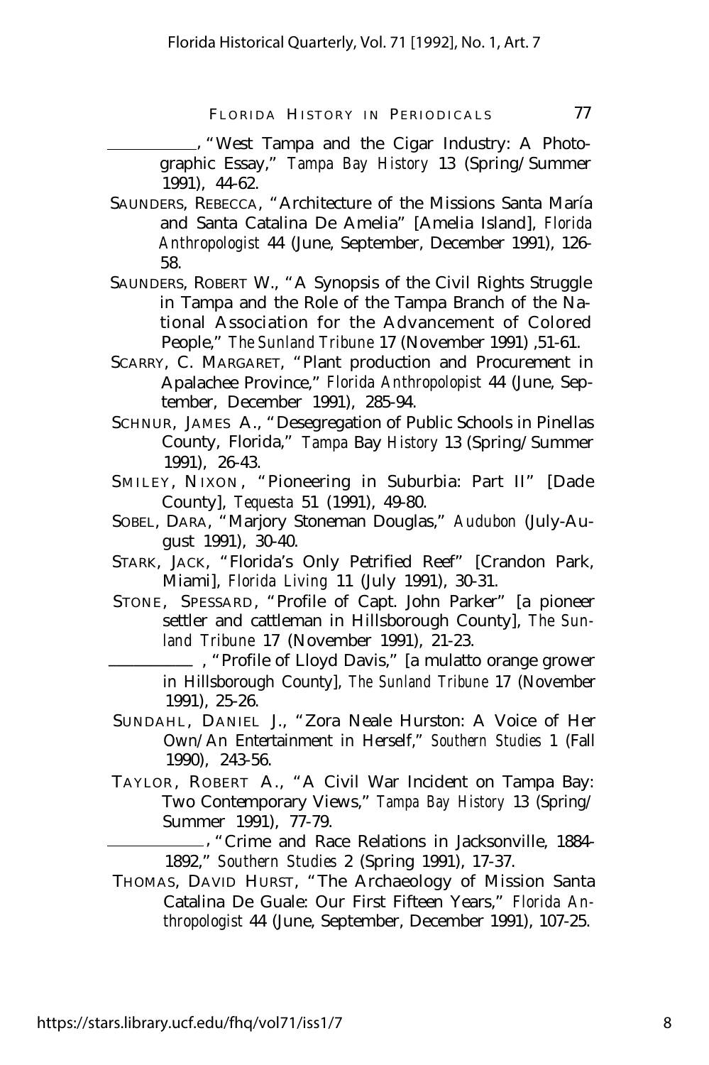\_\_\_\_\_\_\_\_\_\_, "West Tampa and the Cigar Industry: A Photographic Essay," *Tampa Bay History* 13 (Spring/Summer 1991), 44-62.

SAUNDERS, REBECCA, "Architecture of the Missions Santa María and Santa Catalina De Amelia" [Amelia Island], *Florida Anthropologist* 44 (June, September, December 1991), 126-58.

SAUNDERS, ROBERT W., "A Synopsis of the Civil Rights Struggle in Tampa and the Role of the Tampa Branch of the National Association for the Advancement of Colored People," *The Sunland Tribune* 17 (November 1991) ,51-61.

SCARRY, C. MARGARET, "Plant production and Procurement in Apalachee Province," *Florida Anthropolopist* 44 (June, September, December 1991), 285-94.

SCHNUR, JAMES A., "Desegregation of Public Schools in Pinellas County, Florida," *Tampa Bay History* 13 (Spring/Summer 1991), 26-43.

SMILEY, NIXON, "Pioneering in Suburbia: Part II" [Dade County], *Tequesta* 51 (1991), 49-80.

SOBEL, DARA, "Marjory Stoneman Douglas," *Audubon* (July-August 1991), 30-40.

STARK, JACK, "Florida's Only Petrified Reef" [Crandon Park, Miami], *Florida Living* 11 (July 1991), 30-31.

STONE, SPESSARD, "Profile of Capt. John Parker" [a pioneer settler and cattleman in Hillsborough County], *The Sunland Tribune* 17 (November 1991), 21-23.

\_\_\_\_\_\_\_\_\_\_, "Profile of Lloyd Davis," [a mulatto orange grower in Hillsborough County], *The Sunland Tribune* 17 (November 1991), 25-26.

SUNDAHL, DANIEL J., "Zora Neale Hurston: A Voice of Her Own/An Entertainment in Herself," *Southern Studies* 1 (Fall 1990), 243-56.

TAYLOR, ROBERT A., "A Civil War Incident on Tampa Bay: Two Contemporary Views," *Tampa Bay History* 13 (Spring/Summer 1991), 77-79.

\_\_\_\_\_\_\_\_\_\_, "Crime and Race Relations in Jacksonville, 1884-1892," *Southern Studies* 2 (Spring 1991), 17-37.

THOMAS, DAVID HURST, "The Archaeology of Mission Santa Catalina De Guale: Our First Fifteen Years," *Florida Anthropologist* 44 (June, September, December 1991), 107-25.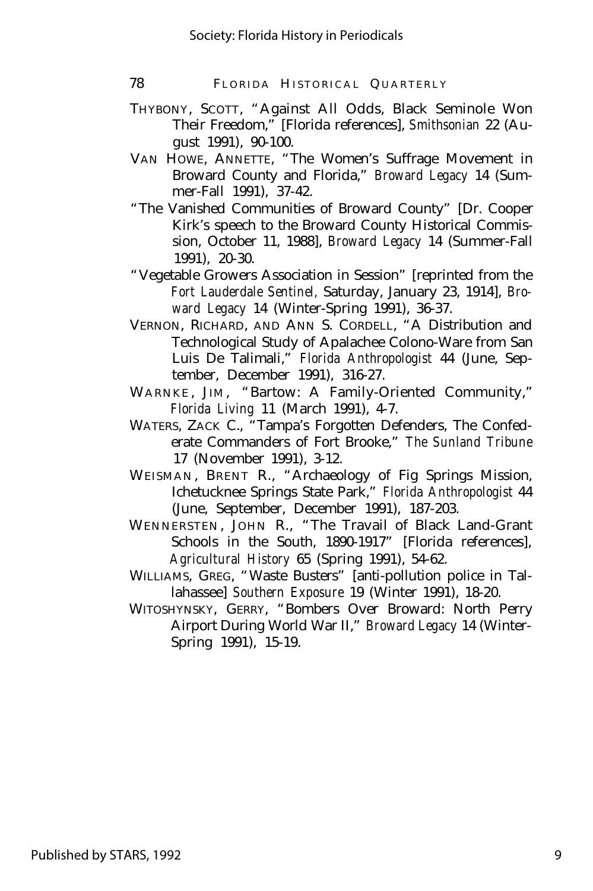THYBONY, SCOTT, "Against All Odds, Black Seminole Won Their Freedom," [Florida references], *Smithsonian* 22 (August 1991), 90-100.

VAN HOWE, ANNETTE, "The Women's Suffrage Movement in Broward County and Florida," *Broward Legacy* 14 (Summer-Fall 1991), 37-42.

"The Vanished Communities of Broward County" [Dr. Cooper Kirk's speech to the Broward County Historical Commission, October 11, 1988], *Broward Legacy* 14 (Summer-Fall 1991), 20-30.

"Vegetable Growers Association in Session" [reprinted from the *Fort Lauderdale Sentinel,* Saturday, January 23, 1914], *Broward Legacy* 14 (Winter-Spring 1991), 36-37.

VERNON, RICHARD, AND ANN S. CORDELL, "A Distribution and Technological Study of Apalachee Colono-Ware from San Luis De Talimali," *Florida Anthropologist* 44 (June, September, December 1991), 316-27.

WARNKE, JIM, "Bartow: A Family-Oriented Community," *Florida Living* 11 (March 1991), 4-7.

WATERS, ZACK C., "Tampa's Forgotten Defenders, The Confederate Commanders of Fort Brooke," *The Sunland Tribune* 17 (November 1991), 3-12.

WEISMAN, BRENT R., "Archaeology of Fig Springs Mission, Ichetucknee Springs State Park," *Florida Anthropologist* 44 (June, September, December 1991), 187-203.

WENNERSTEN, JOHN R., "The Travail of Black Land-Grant Schools in the South, 1890-1917" [Florida references], *Agricultural History* 65 (Spring 1991), 54-62.

WILLIAMS, GREG, "Waste Busters" [anti-pollution police in Tallahassee] *Southern Exposure* 19 (Winter 1991), 18-20.

WITOSHYNSKY, GERRY, "Bombers Over Broward: North Perry Airport During World War II," *Broward Legacy* 14 (Winter-Spring 1991), 15-19.